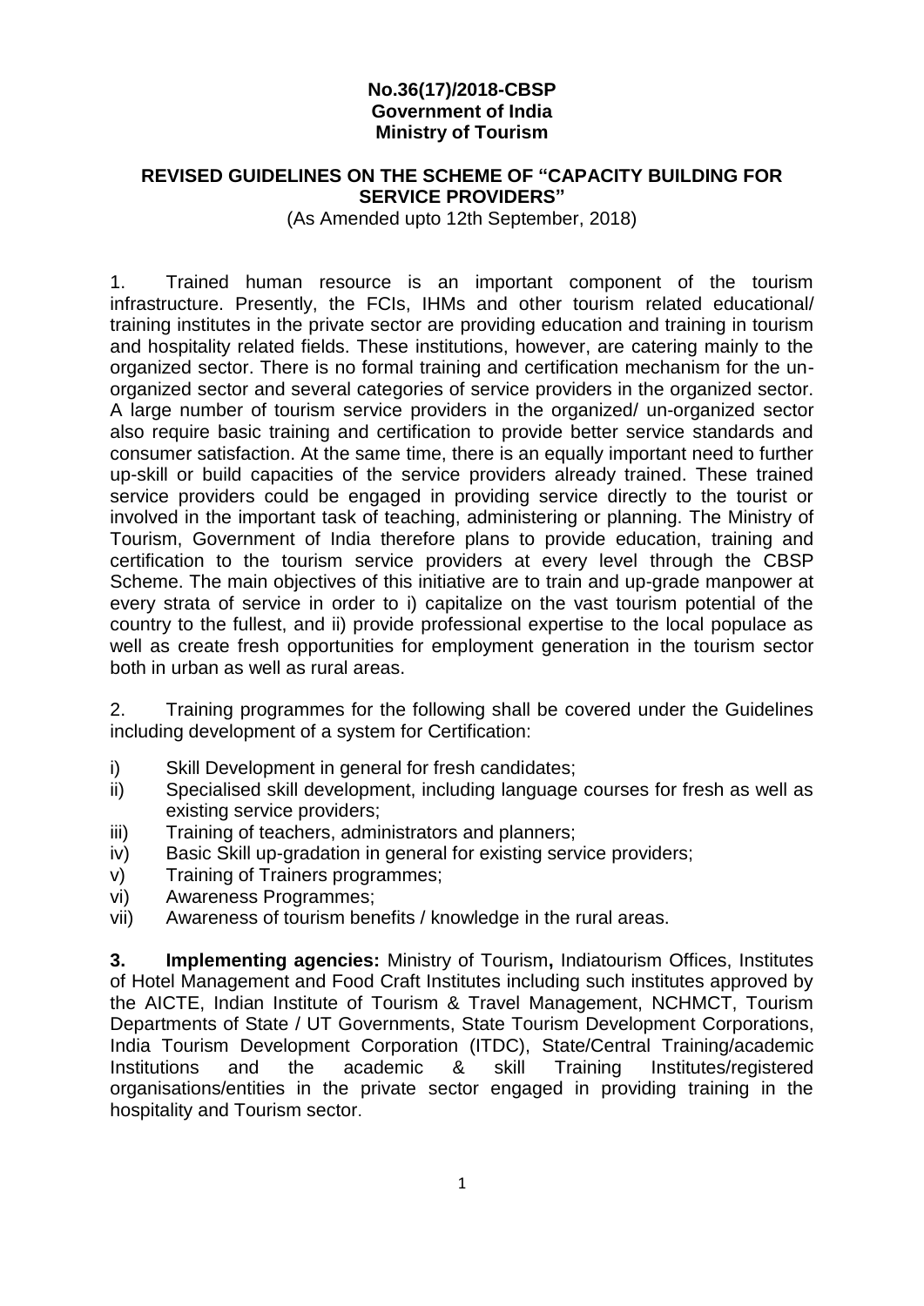**No.36(17)/2018-CBSP**
**Government of India**
**Ministry of Tourism**

## REVISED GUIDELINES ON THE SCHEME OF "CAPACITY BUILDING FOR SERVICE PROVIDERS"

(As Amended upto 12th September, 2018)

1. Trained human resource is an important component of the tourism infrastructure. Presently, the FCIs, IHMs and other tourism related educational/ training institutes in the private sector are providing education and training in tourism and hospitality related fields. These institutions, however, are catering mainly to the organized sector. There is no formal training and certification mechanism for the un-organized sector and several categories of service providers in the organized sector. A large number of tourism service providers in the organized/ un-organized sector also require basic training and certification to provide better service standards and consumer satisfaction. At the same time, there is an equally important need to further up-skill or build capacities of the service providers already trained. These trained service providers could be engaged in providing service directly to the tourist or involved in the important task of teaching, administering or planning. The Ministry of Tourism, Government of India therefore plans to provide education, training and certification to the tourism service providers at every level through the CBSP Scheme. The main objectives of this initiative are to train and up-grade manpower at every strata of service in order to i) capitalize on the vast tourism potential of the country to the fullest, and ii) provide professional expertise to the local populace as well as create fresh opportunities for employment generation in the tourism sector both in urban as well as rural areas.

2. Training programmes for the following shall be covered under the Guidelines including development of a system for Certification:

i) Skill Development in general for fresh candidates;
ii) Specialised skill development, including language courses for fresh as well as existing service providers;
iii) Training of teachers, administrators and planners;
iv) Basic Skill up-gradation in general for existing service providers;
v) Training of Trainers programmes;
vi) Awareness Programmes;
vii) Awareness of tourism benefits / knowledge in the rural areas.

**3. Implementing agencies:** Ministry of Tourism**,** Indiatourism Offices, Institutes of Hotel Management and Food Craft Institutes including such institutes approved by the AICTE, Indian Institute of Tourism & Travel Management, NCHMCT, Tourism Departments of State / UT Governments, State Tourism Development Corporations, India Tourism Development Corporation (ITDC), State/Central Training/academic Institutions and the academic & skill Training Institutes/registered organisations/entities in the private sector engaged in providing training in the hospitality and Tourism sector.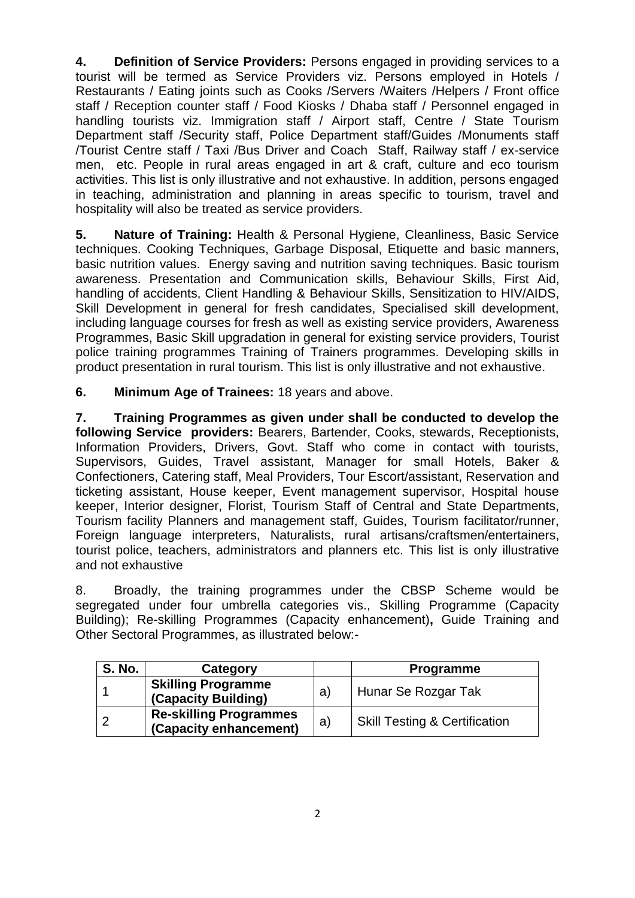**4. Definition of Service Providers:** Persons engaged in providing services to a tourist will be termed as Service Providers viz. Persons employed in Hotels / Restaurants / Eating joints such as Cooks /Servers /Waiters /Helpers / Front office staff / Reception counter staff / Food Kiosks / Dhaba staff / Personnel engaged in handling tourists viz. Immigration staff / Airport staff, Centre / State Tourism Department staff /Security staff, Police Department staff/Guides /Monuments staff /Tourist Centre staff / Taxi /Bus Driver and Coach Staff, Railway staff / ex-service men, etc. People in rural areas engaged in art & craft, culture and eco tourism activities. This list is only illustrative and not exhaustive. In addition, persons engaged in teaching, administration and planning in areas specific to tourism, travel and hospitality will also be treated as service providers.

**5. Nature of Training:** Health & Personal Hygiene, Cleanliness, Basic Service techniques. Cooking Techniques, Garbage Disposal, Etiquette and basic manners, basic nutrition values. Energy saving and nutrition saving techniques. Basic tourism awareness. Presentation and Communication skills, Behaviour Skills, First Aid, handling of accidents, Client Handling & Behaviour Skills, Sensitization to HIV/AIDS, Skill Development in general for fresh candidates, Specialised skill development, including language courses for fresh as well as existing service providers, Awareness Programmes, Basic Skill upgradation in general for existing service providers, Tourist police training programmes Training of Trainers programmes. Developing skills in product presentation in rural tourism. This list is only illustrative and not exhaustive.

**6. Minimum Age of Trainees:** 18 years and above.

**7. Training Programmes as given under shall be conducted to develop the following Service providers:** Bearers, Bartender, Cooks, stewards, Receptionists, Information Providers, Drivers, Govt. Staff who come in contact with tourists, Supervisors, Guides, Travel assistant, Manager for small Hotels, Baker & Confectioners, Catering staff, Meal Providers, Tour Escort/assistant, Reservation and ticketing assistant, House keeper, Event management supervisor, Hospital house keeper, Interior designer, Florist, Tourism Staff of Central and State Departments, Tourism facility Planners and management staff, Guides, Tourism facilitator/runner, Foreign language interpreters, Naturalists, rural artisans/craftsmen/entertainers, tourist police, teachers, administrators and planners etc. This list is only illustrative and not exhaustive

8. Broadly, the training programmes under the CBSP Scheme would be segregated under four umbrella categories vis., Skilling Programme (Capacity Building); Re-skilling Programmes (Capacity enhancement)**,** Guide Training and Other Sectoral Programmes, as illustrated below:-

| S. No. | Category | | Programme |
|---|---|---|---|
| 1 | **Skilling Programme (Capacity Building)** | a) | Hunar Se Rozgar Tak |
| 2 | **Re-skilling Programmes (Capacity enhancement)** | a) | Skill Testing & Certification |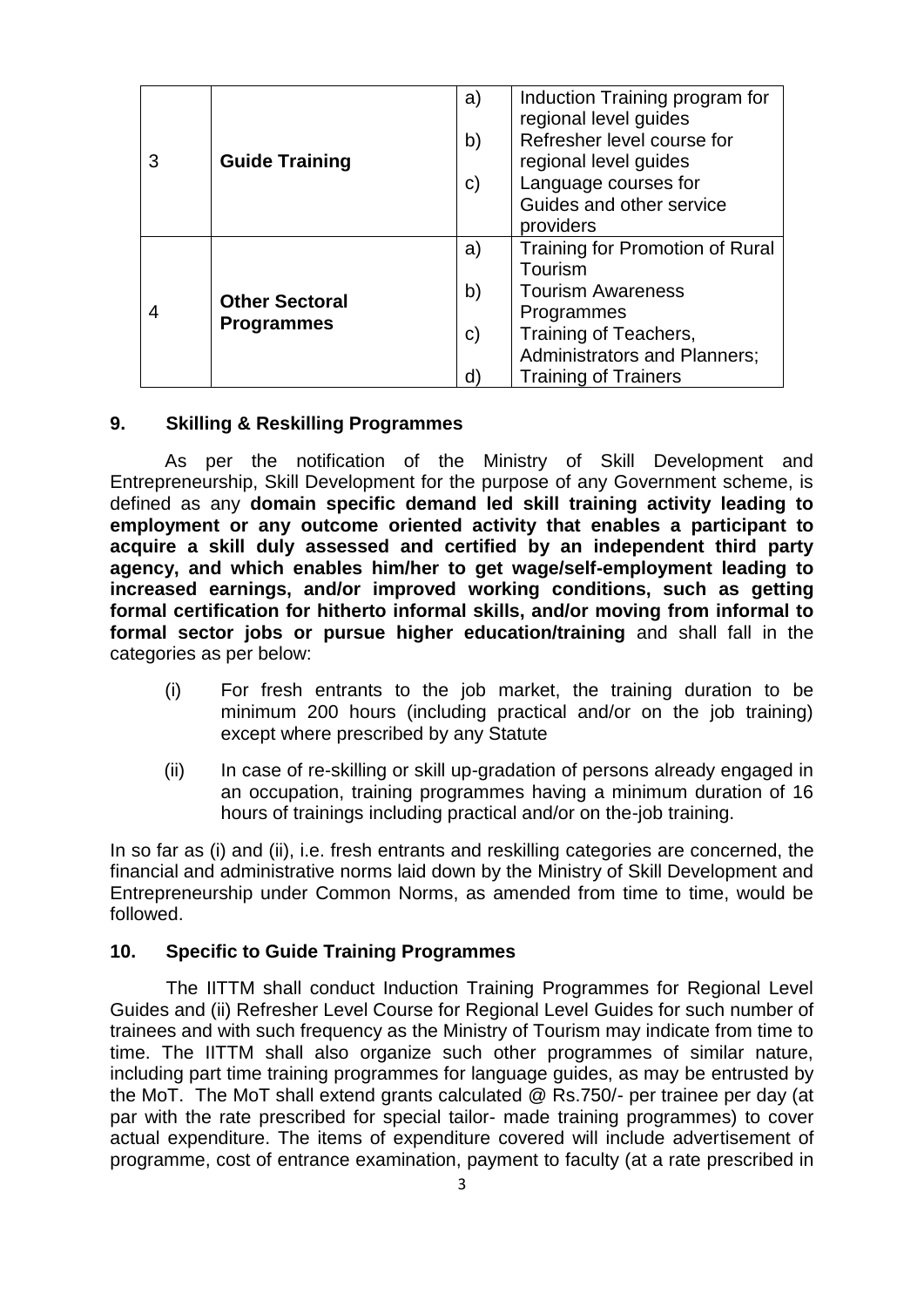| 3 | **Guide Training** | a) | Induction Training program for regional level guides |
|---|---|---|---|
| | | b) | Refresher level course for regional level guides |
| | | c) | Language courses for Guides and other service providers |
| 4 | **Other Sectoral Programmes** | a) | Training for Promotion of Rural Tourism |
| | | b) | Tourism Awareness Programmes |
| | | c) | Training of Teachers, Administrators and Planners; |
| | | d) | Training of Trainers |

## 9. Skilling & Reskilling Programmes

As per the notification of the Ministry of Skill Development and Entrepreneurship, Skill Development for the purpose of any Government scheme, is defined as any **domain specific demand led skill training activity leading to employment or any outcome oriented activity that enables a participant to acquire a skill duly assessed and certified by an independent third party agency, and which enables him/her to get wage/self-employment leading to increased earnings, and/or improved working conditions, such as getting formal certification for hitherto informal skills, and/or moving from informal to formal sector jobs or pursue higher education/training** and shall fall in the categories as per below:

(i) For fresh entrants to the job market, the training duration to be minimum 200 hours (including practical and/or on the job training) except where prescribed by any Statute

(ii) In case of re-skilling or skill up-gradation of persons already engaged in an occupation, training programmes having a minimum duration of 16 hours of trainings including practical and/or on the-job training.

In so far as (i) and (ii), i.e. fresh entrants and reskilling categories are concerned, the financial and administrative norms laid down by the Ministry of Skill Development and Entrepreneurship under Common Norms, as amended from time to time, would be followed.

## 10. Specific to Guide Training Programmes

The IITTM shall conduct Induction Training Programmes for Regional Level Guides and (ii) Refresher Level Course for Regional Level Guides for such number of trainees and with such frequency as the Ministry of Tourism may indicate from time to time. The IITTM shall also organize such other programmes of similar nature, including part time training programmes for language guides, as may be entrusted by the MoT. The MoT shall extend grants calculated @ Rs.750/- per trainee per day (at par with the rate prescribed for special tailor- made training programmes) to cover actual expenditure. The items of expenditure covered will include advertisement of programme, cost of entrance examination, payment to faculty (at a rate prescribed in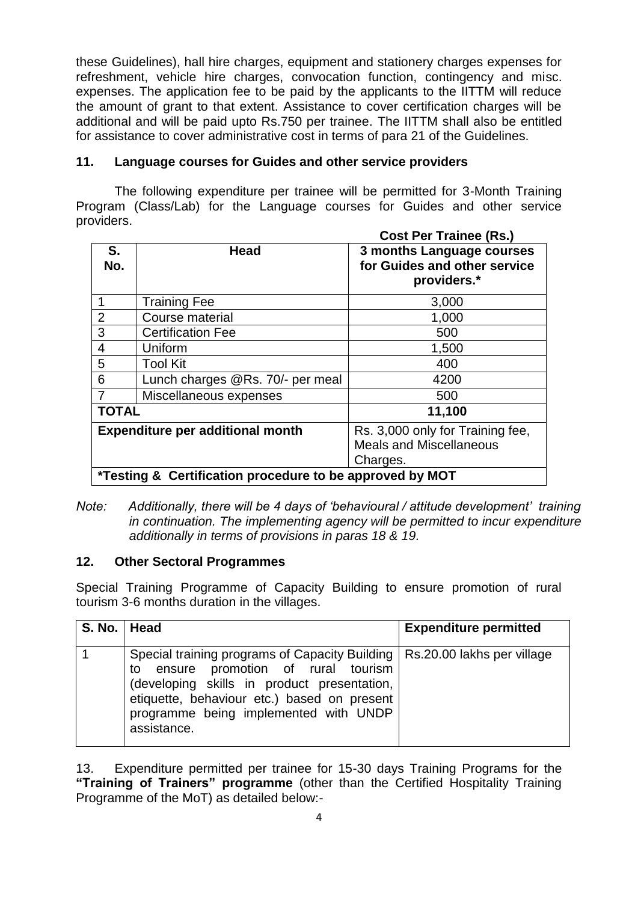these Guidelines), hall hire charges, equipment and stationery charges expenses for refreshment, vehicle hire charges, convocation function, contingency and misc. expenses. The application fee to be paid by the applicants to the IITTM will reduce the amount of grant to that extent. Assistance to cover certification charges will be additional and will be paid upto Rs.750 per trainee. The IITTM shall also be entitled for assistance to cover administrative cost in terms of para 21 of the Guidelines.

### 11. Language courses for Guides and other service providers

The following expenditure per trainee will be permitted for 3-Month Training Program (Class/Lab) for the Language courses for Guides and other service providers.

**Cost Per Trainee (Rs.)**

| S. No. | Head | 3 months Language courses for Guides and other service providers.* |
|---|---|---|
| 1 | Training Fee | 3,000 |
| 2 | Course material | 1,000 |
| 3 | Certification Fee | 500 |
| 4 | Uniform | 1,500 |
| 5 | Tool Kit | 400 |
| 6 | Lunch charges @Rs. 70/- per meal | 4200 |
| 7 | Miscellaneous expenses | 500 |
| **TOTAL** | | **11,100** |
| **Expenditure per additional month** | | Rs. 3,000 only for Training fee, Meals and Miscellaneous Charges. |
| **\*Testing & Certification procedure to be approved by MOT** | | |

*Note: Additionally, there will be 4 days of 'behavioural / attitude development' training in continuation. The implementing agency will be permitted to incur expenditure additionally in terms of provisions in paras 18 & 19.*

### 12. Other Sectoral Programmes

Special Training Programme of Capacity Building to ensure promotion of rural tourism 3-6 months duration in the villages.

| S. No. | Head | Expenditure permitted |
|---|---|---|
| 1 | Special training programs of Capacity Building to ensure promotion of rural tourism (developing skills in product presentation, etiquette, behaviour etc.) based on present programme being implemented with UNDP assistance. | Rs.20.00 lakhs per village |

13. Expenditure permitted per trainee for 15-30 days Training Programs for the **"Training of Trainers" programme** (other than the Certified Hospitality Training Programme of the MoT) as detailed below:-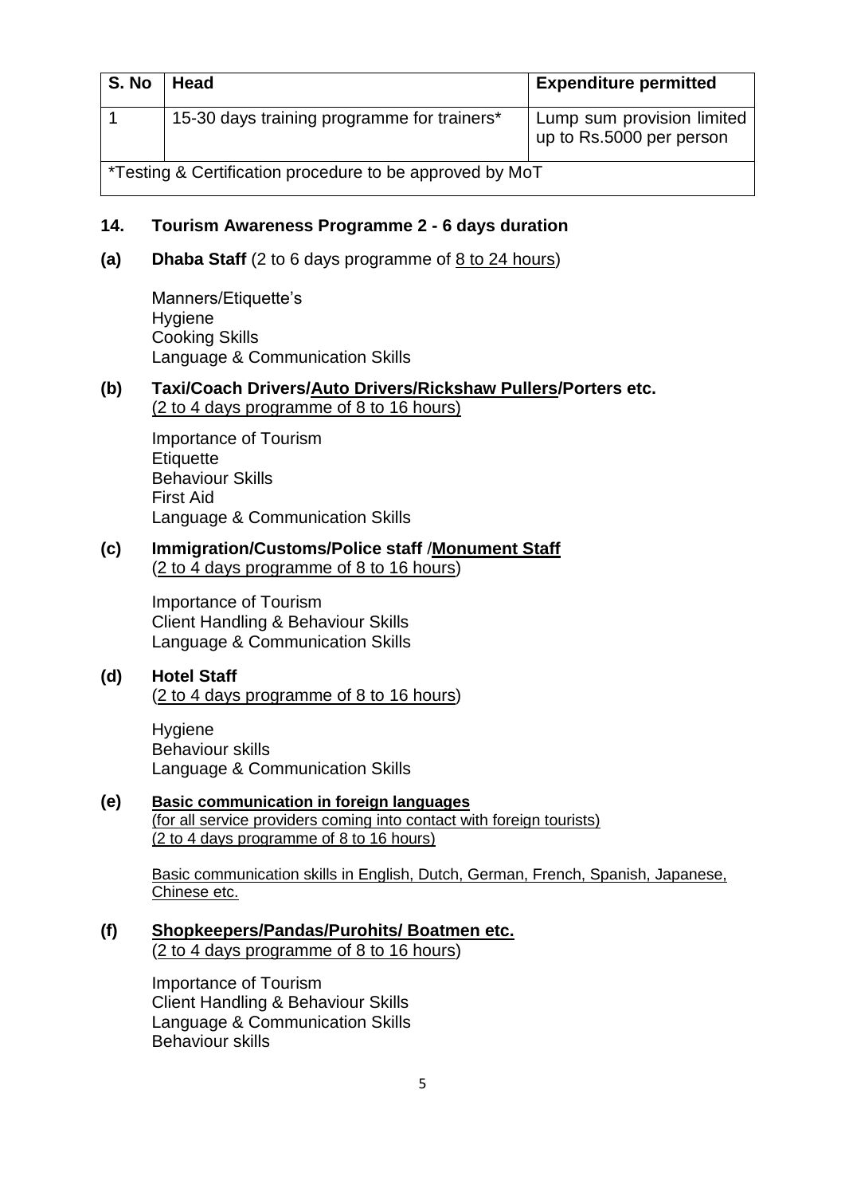| S. No | Head | Expenditure permitted |
|---|---|---|
| 1 | 15-30 days training programme for trainers* | Lump sum provision limited up to Rs.5000 per person |
| *Testing & Certification procedure to be approved by MoT | | |

### 14. Tourism Awareness Programme 2 - 6 days duration

**(a) Dhaba Staff** (2 to 6 days programme of 8 to 24 hours)

Manners/Etiquette's
Hygiene
Cooking Skills
Language & Communication Skills

**(b) Taxi/Coach Drivers/Auto Drivers/Rickshaw Pullers/Porters etc.**
(2 to 4 days programme of 8 to 16 hours)

Importance of Tourism
Etiquette
Behaviour Skills
First Aid
Language & Communication Skills

**(c) Immigration/Customs/Police staff /Monument Staff**
(2 to 4 days programme of 8 to 16 hours)

Importance of Tourism
Client Handling & Behaviour Skills
Language & Communication Skills

**(d) Hotel Staff**
(2 to 4 days programme of 8 to 16 hours)

Hygiene
Behaviour skills
Language & Communication Skills

**(e) Basic communication in foreign languages**
(for all service providers coming into contact with foreign tourists)
(2 to 4 days programme of 8 to 16 hours)

Basic communication skills in English, Dutch, German, French, Spanish, Japanese, Chinese etc.

**(f) Shopkeepers/Pandas/Purohits/ Boatmen etc.**
(2 to 4 days programme of 8 to 16 hours)

Importance of Tourism
Client Handling & Behaviour Skills
Language & Communication Skills
Behaviour skills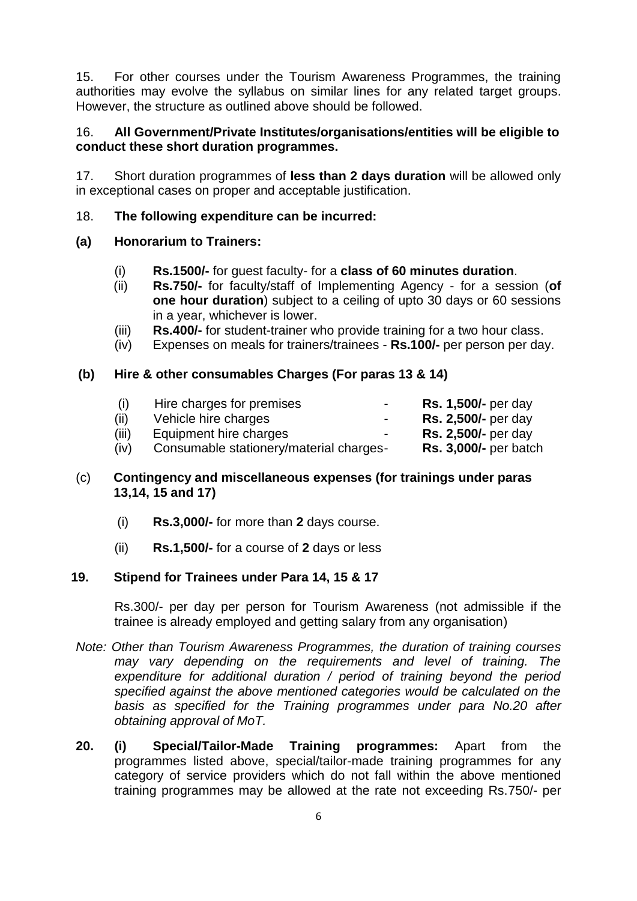15. For other courses under the Tourism Awareness Programmes, the training authorities may evolve the syllabus on similar lines for any related target groups. However, the structure as outlined above should be followed.

16. **All Government/Private Institutes/organisations/entities will be eligible to conduct these short duration programmes.**

17. Short duration programmes of **less than 2 days duration** will be allowed only in exceptional cases on proper and acceptable justification.

18. **The following expenditure can be incurred:**

**(a) Honorarium to Trainers:**

(i) **Rs.1500/-** for guest faculty- for a **class of 60 minutes duration**.

(ii) **Rs.750/-** for faculty/staff of Implementing Agency - for a session (**of one hour duration**) subject to a ceiling of upto 30 days or 60 sessions in a year, whichever is lower.

(iii) **Rs.400/-** for student-trainer who provide training for a two hour class.

(iv) Expenses on meals for trainers/trainees - **Rs.100/-** per person per day.

**(b) Hire & other consumables Charges (For paras 13 & 14)**

(i) Hire charges for premises - **Rs. 1,500/-** per day

(ii) Vehicle hire charges - **Rs. 2,500/-** per day

(iii) Equipment hire charges - **Rs. 2,500/-** per day

(iv) Consumable stationery/material charges- **Rs. 3,000/-** per batch

(c) **Contingency and miscellaneous expenses (for trainings under paras 13,14, 15 and 17)**

(i) **Rs.3,000/-** for more than **2** days course.

(ii) **Rs.1,500/-** for a course of **2** days or less

**19. Stipend for Trainees under Para 14, 15 & 17**

Rs.300/- per day per person for Tourism Awareness (not admissible if the trainee is already employed and getting salary from any organisation)

*Note: Other than Tourism Awareness Programmes, the duration of training courses may vary depending on the requirements and level of training. The expenditure for additional duration / period of training beyond the period specified against the above mentioned categories would be calculated on the basis as specified for the Training programmes under para No.20 after obtaining approval of MoT.*

**20. (i) Special/Tailor-Made Training programmes:** Apart from the programmes listed above, special/tailor-made training programmes for any category of service providers which do not fall within the above mentioned training programmes may be allowed at the rate not exceeding Rs.750/- per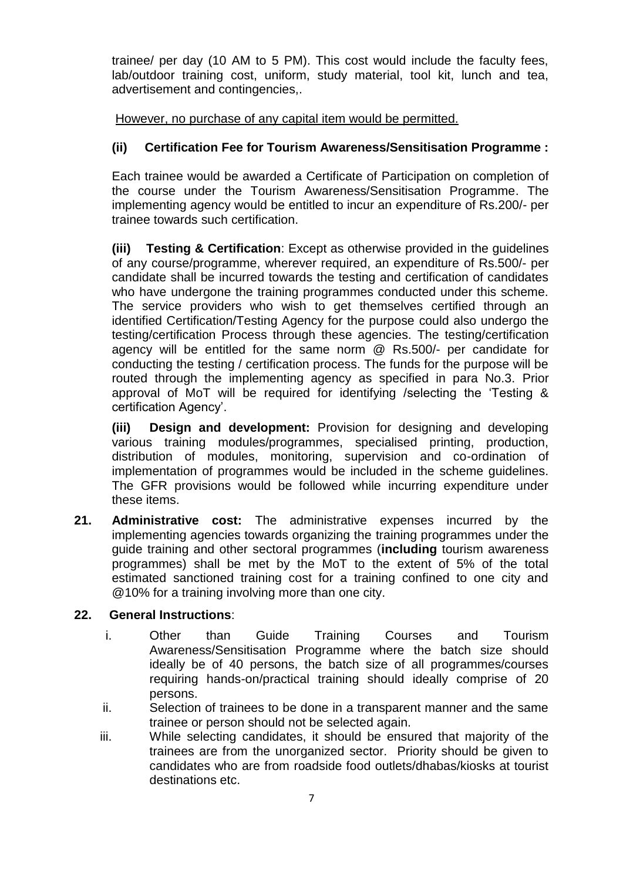trainee/ per day (10 AM to 5 PM). This cost would include the faculty fees, lab/outdoor training cost, uniform, study material, tool kit, lunch and tea, advertisement and contingencies,.

<u>However, no purchase of any capital item would be permitted.</u>

**(ii) Certification Fee for Tourism Awareness/Sensitisation Programme :**

Each trainee would be awarded a Certificate of Participation on completion of the course under the Tourism Awareness/Sensitisation Programme. The implementing agency would be entitled to incur an expenditure of Rs.200/- per trainee towards such certification.

**(iii) Testing & Certification**: Except as otherwise provided in the guidelines of any course/programme, wherever required, an expenditure of Rs.500/- per candidate shall be incurred towards the testing and certification of candidates who have undergone the training programmes conducted under this scheme. The service providers who wish to get themselves certified through an identified Certification/Testing Agency for the purpose could also undergo the testing/certification Process through these agencies. The testing/certification agency will be entitled for the same norm @ Rs.500/- per candidate for conducting the testing / certification process. The funds for the purpose will be routed through the implementing agency as specified in para No.3. Prior approval of MoT will be required for identifying /selecting the 'Testing & certification Agency'.

**(iii) Design and development:** Provision for designing and developing various training modules/programmes, specialised printing, production, distribution of modules, monitoring, supervision and co-ordination of implementation of programmes would be included in the scheme guidelines. The GFR provisions would be followed while incurring expenditure under these items.

**21. Administrative cost:** The administrative expenses incurred by the implementing agencies towards organizing the training programmes under the guide training and other sectoral programmes (**including** tourism awareness programmes) shall be met by the MoT to the extent of 5% of the total estimated sanctioned training cost for a training confined to one city and @10% for a training involving more than one city.

**22. General Instructions**:

i. Other than Guide Training Courses and Tourism Awareness/Sensitisation Programme where the batch size should ideally be of 40 persons, the batch size of all programmes/courses requiring hands-on/practical training should ideally comprise of 20 persons.

ii. Selection of trainees to be done in a transparent manner and the same trainee or person should not be selected again.

iii. While selecting candidates, it should be ensured that majority of the trainees are from the unorganized sector. Priority should be given to candidates who are from roadside food outlets/dhabas/kiosks at tourist destinations etc.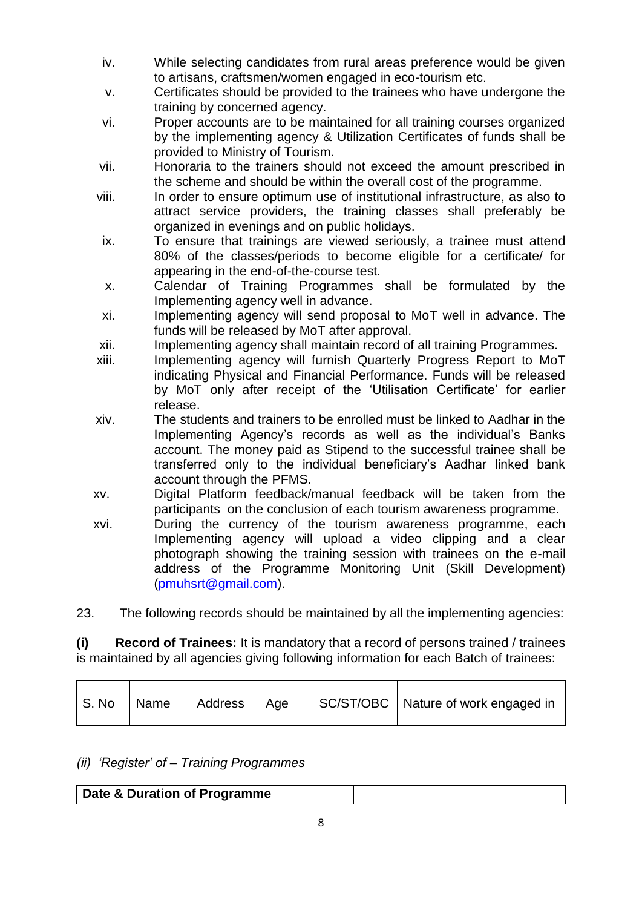iv. While selecting candidates from rural areas preference would be given to artisans, craftsmen/women engaged in eco-tourism etc.

v. Certificates should be provided to the trainees who have undergone the training by concerned agency.

vi. Proper accounts are to be maintained for all training courses organized by the implementing agency & Utilization Certificates of funds shall be provided to Ministry of Tourism.

vii. Honoraria to the trainers should not exceed the amount prescribed in the scheme and should be within the overall cost of the programme.

viii. In order to ensure optimum use of institutional infrastructure, as also to attract service providers, the training classes shall preferably be organized in evenings and on public holidays.

ix. To ensure that trainings are viewed seriously, a trainee must attend 80% of the classes/periods to become eligible for a certificate/ for appearing in the end-of-the-course test.

x. Calendar of Training Programmes shall be formulated by the Implementing agency well in advance.

xi. Implementing agency will send proposal to MoT well in advance. The funds will be released by MoT after approval.

xii. Implementing agency shall maintain record of all training Programmes.

xiii. Implementing agency will furnish Quarterly Progress Report to MoT indicating Physical and Financial Performance. Funds will be released by MoT only after receipt of the 'Utilisation Certificate' for earlier release.

xiv. The students and trainers to be enrolled must be linked to Aadhar in the Implementing Agency's records as well as the individual's Banks account. The money paid as Stipend to the successful trainee shall be transferred only to the individual beneficiary's Aadhar linked bank account through the PFMS.

xv. Digital Platform feedback/manual feedback will be taken from the participants on the conclusion of each tourism awareness programme.

xvi. During the currency of the tourism awareness programme, each Implementing agency will upload a video clipping and a clear photograph showing the training session with trainees on the e-mail address of the Programme Monitoring Unit (Skill Development) (pmuhsrt@gmail.com).

23. The following records should be maintained by all the implementing agencies:

**(i) Record of Trainees:** It is mandatory that a record of persons trained / trainees is maintained by all agencies giving following information for each Batch of trainees:

| S. No | Name | Address | Age | SC/ST/OBC | Nature of work engaged in |
|---|---|---|---|---|---|

*(ii) 'Register' of – Training Programmes*

| **Date & Duration of Programme** | |
|---|---|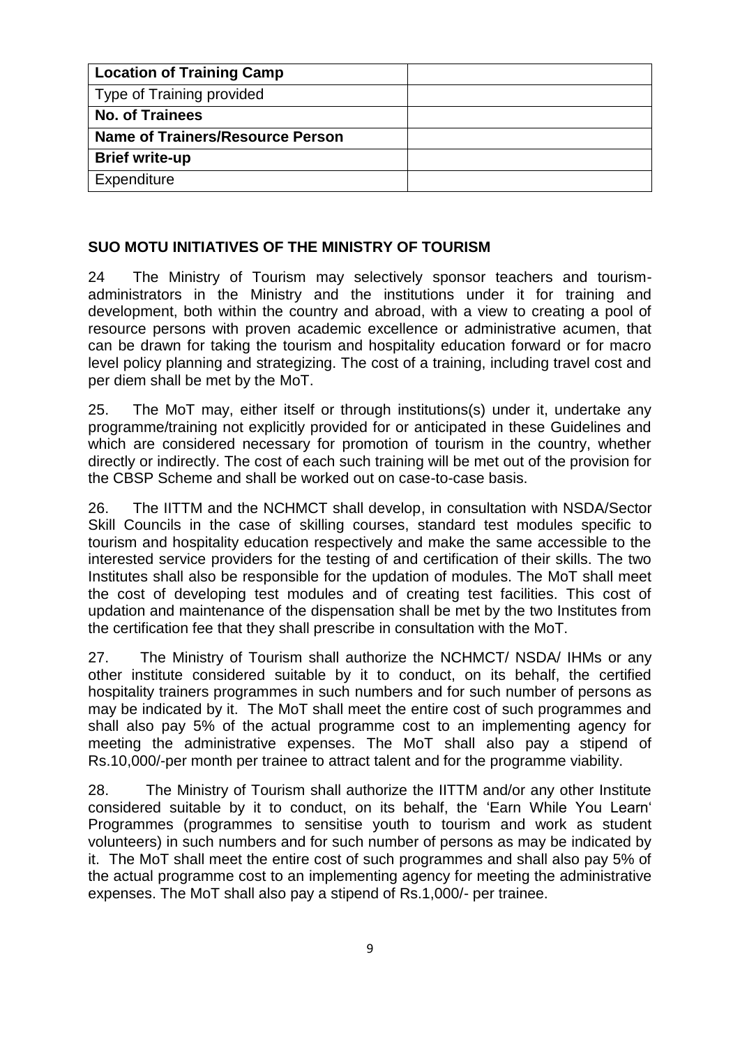| **Location of Training Camp** | |
|---|---|
| Type of Training provided | |
| **No. of Trainees** | |
| **Name of Trainers/Resource Person** | |
| **Brief write-up** | |
| Expenditure | |

## SUO MOTU INITIATIVES OF THE MINISTRY OF TOURISM

24 The Ministry of Tourism may selectively sponsor teachers and tourism-administrators in the Ministry and the institutions under it for training and development, both within the country and abroad, with a view to creating a pool of resource persons with proven academic excellence or administrative acumen, that can be drawn for taking the tourism and hospitality education forward or for macro level policy planning and strategizing. The cost of a training, including travel cost and per diem shall be met by the MoT.

25. The MoT may, either itself or through institutions(s) under it, undertake any programme/training not explicitly provided for or anticipated in these Guidelines and which are considered necessary for promotion of tourism in the country, whether directly or indirectly. The cost of each such training will be met out of the provision for the CBSP Scheme and shall be worked out on case-to-case basis.

26. The IITTM and the NCHMCT shall develop, in consultation with NSDA/Sector Skill Councils in the case of skilling courses, standard test modules specific to tourism and hospitality education respectively and make the same accessible to the interested service providers for the testing of and certification of their skills. The two Institutes shall also be responsible for the updation of modules. The MoT shall meet the cost of developing test modules and of creating test facilities. This cost of updation and maintenance of the dispensation shall be met by the two Institutes from the certification fee that they shall prescribe in consultation with the MoT.

27. The Ministry of Tourism shall authorize the NCHMCT/ NSDA/ IHMs or any other institute considered suitable by it to conduct, on its behalf, the certified hospitality trainers programmes in such numbers and for such number of persons as may be indicated by it. The MoT shall meet the entire cost of such programmes and shall also pay 5% of the actual programme cost to an implementing agency for meeting the administrative expenses. The MoT shall also pay a stipend of Rs.10,000/-per month per trainee to attract talent and for the programme viability.

28. The Ministry of Tourism shall authorize the IITTM and/or any other Institute considered suitable by it to conduct, on its behalf, the 'Earn While You Learn' Programmes (programmes to sensitise youth to tourism and work as student volunteers) in such numbers and for such number of persons as may be indicated by it. The MoT shall meet the entire cost of such programmes and shall also pay 5% of the actual programme cost to an implementing agency for meeting the administrative expenses. The MoT shall also pay a stipend of Rs.1,000/- per trainee.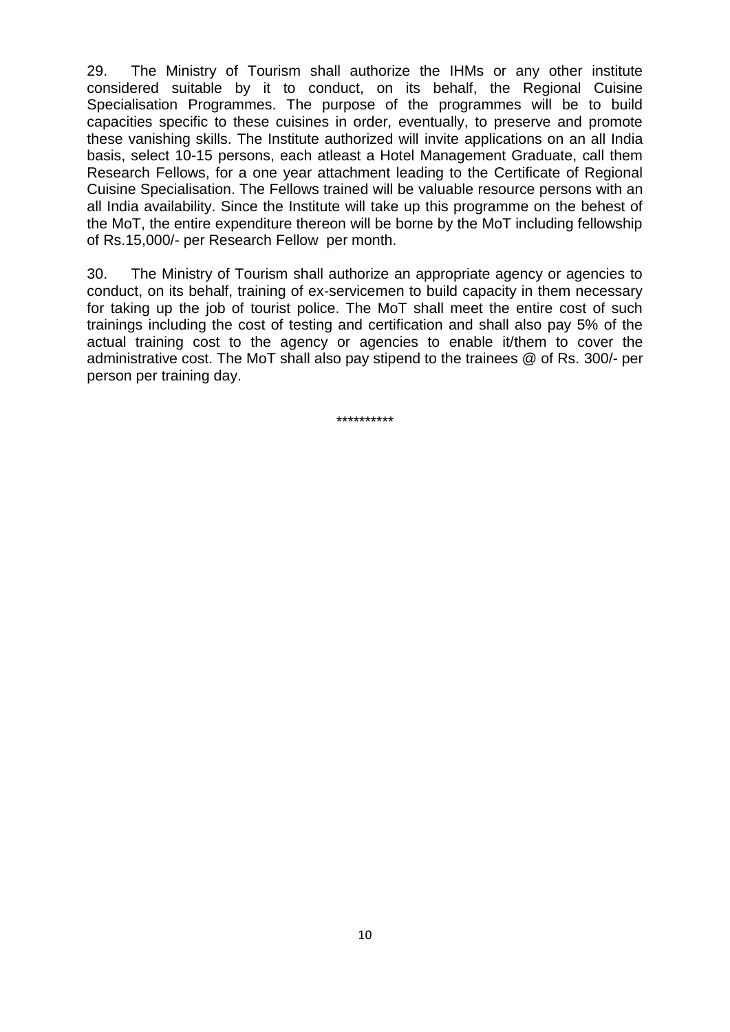29. The Ministry of Tourism shall authorize the IHMs or any other institute considered suitable by it to conduct, on its behalf, the Regional Cuisine Specialisation Programmes. The purpose of the programmes will be to build capacities specific to these cuisines in order, eventually, to preserve and promote these vanishing skills. The Institute authorized will invite applications on an all India basis, select 10-15 persons, each atleast a Hotel Management Graduate, call them Research Fellows, for a one year attachment leading to the Certificate of Regional Cuisine Specialisation. The Fellows trained will be valuable resource persons with an all India availability. Since the Institute will take up this programme on the behest of the MoT, the entire expenditure thereon will be borne by the MoT including fellowship of Rs.15,000/- per Research Fellow per month.

30. The Ministry of Tourism shall authorize an appropriate agency or agencies to conduct, on its behalf, training of ex-servicemen to build capacity in them necessary for taking up the job of tourist police. The MoT shall meet the entire cost of such trainings including the cost of testing and certification and shall also pay 5% of the actual training cost to the agency or agencies to enable it/them to cover the administrative cost. The MoT shall also pay stipend to the trainees @ of Rs. 300/- per person per training day.

**********